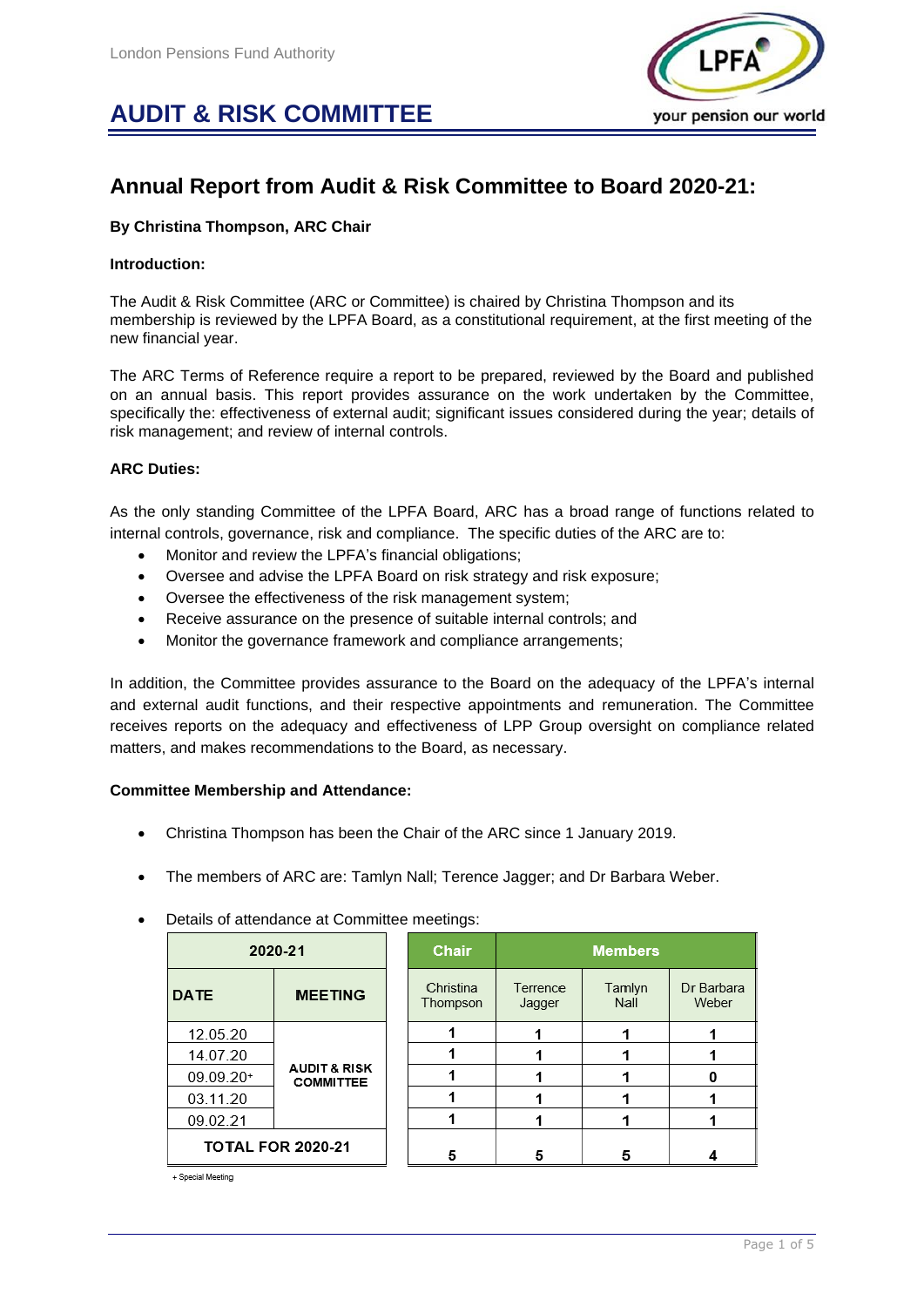London Pensions Fund Authority

# AUDIT & RISK COMMITTEE

## Annual Report from Audit & Risk Committee to Board 2020-21:

**By Christina Thompson, ARC Chair**

**Introduction:**

The Audit & Risk Committee (ARC or Committee) is chaired by Christina Thompson and its membership is reviewed by the LPFA Board, as a constitutional requirement, at the first meeting of the new financial year.

The ARC Terms of Reference require a report to be prepared, reviewed by the Board and published on an annual basis. This report provides assurance on the work undertaken by the Committee, specifically the: effectiveness of external audit; significant issues considered during the year; details of risk management; and review of internal controls.

**ARC Duties:**

As the only standing Committee of the LPFA Board, ARC has a broad range of functions related to internal controls, governance, risk and compliance. The specific duties of the ARC are to:

- Monitor and review the LPFA's financial obligations;
- Oversee and advise the LPFA Board on risk strategy and risk exposure;
- Oversee the effectiveness of the risk management system;
- Receive assurance on the presence of suitable internal controls; and
- Monitor the governance framework and compliance arrangements;

In addition, the Committee provides assurance to the Board on the adequacy of the LPFA's internal and external audit functions, and their respective appointments and remuneration. The Committee receives reports on the adequacy and effectiveness of LPP Group oversight on compliance related matters, and makes recommendations to the Board, as necessary.

**Committee Membership and Attendance:**

- Christina Thompson has been the Chair of the ARC since 1 January 2019.
- The members of ARC are: Tamlyn Nall; Terence Jagger; and Dr Barbara Weber.
- Details of attendance at Committee meetings:

| 2020-21 | | Chair | Members | | |
|---|---|---|---|---|---|
| DATE | MEETING | Christina Thompson | Terrence Jagger | Tamlyn Nall | Dr Barbara Weber |
| 12.05.20 | AUDIT & RISK COMMITTEE | 1 | 1 | 1 | 1 |
| 14.07.20 | | 1 | 1 | 1 | 1 |
| 09.09.20+ | | 1 | 1 | 1 | 0 |
| 03.11.20 | | 1 | 1 | 1 | 1 |
| 09.02.21 | | 1 | 1 | 1 | 1 |
| TOTAL FOR 2020-21 | | 5 | 5 | 5 | 4 |

+ Special Meeting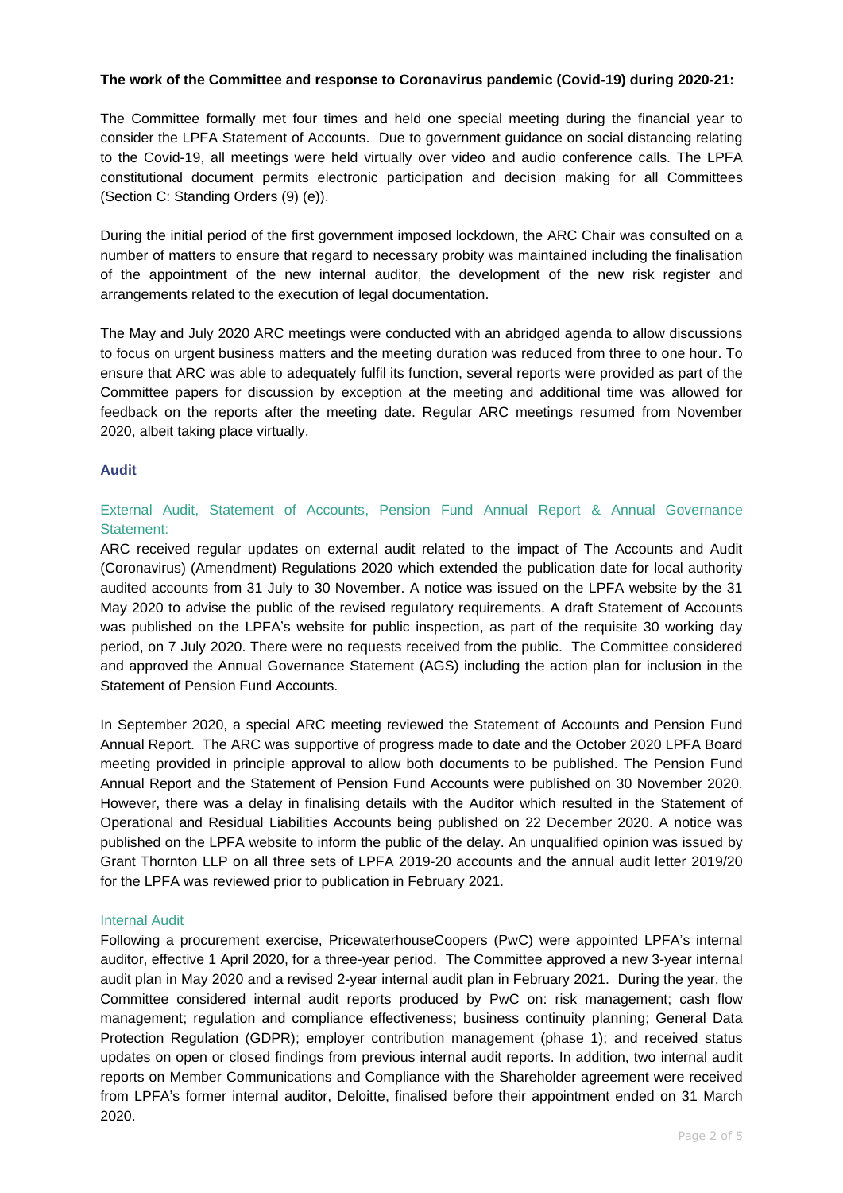**The work of the Committee and response to Coronavirus pandemic (Covid-19) during 2020-21:**

The Committee formally met four times and held one special meeting during the financial year to consider the LPFA Statement of Accounts. Due to government guidance on social distancing relating to the Covid-19, all meetings were held virtually over video and audio conference calls. The LPFA constitutional document permits electronic participation and decision making for all Committees (Section C: Standing Orders (9) (e)).

During the initial period of the first government imposed lockdown, the ARC Chair was consulted on a number of matters to ensure that regard to necessary probity was maintained including the finalisation of the appointment of the new internal auditor, the development of the new risk register and arrangements related to the execution of legal documentation.

The May and July 2020 ARC meetings were conducted with an abridged agenda to allow discussions to focus on urgent business matters and the meeting duration was reduced from three to one hour. To ensure that ARC was able to adequately fulfil its function, several reports were provided as part of the Committee papers for discussion by exception at the meeting and additional time was allowed for feedback on the reports after the meeting date. Regular ARC meetings resumed from November 2020, albeit taking place virtually.

## Audit

### External Audit, Statement of Accounts, Pension Fund Annual Report & Annual Governance Statement:

ARC received regular updates on external audit related to the impact of The Accounts and Audit (Coronavirus) (Amendment) Regulations 2020 which extended the publication date for local authority audited accounts from 31 July to 30 November. A notice was issued on the LPFA website by the 31 May 2020 to advise the public of the revised regulatory requirements. A draft Statement of Accounts was published on the LPFA's website for public inspection, as part of the requisite 30 working day period, on 7 July 2020. There were no requests received from the public. The Committee considered and approved the Annual Governance Statement (AGS) including the action plan for inclusion in the Statement of Pension Fund Accounts.

In September 2020, a special ARC meeting reviewed the Statement of Accounts and Pension Fund Annual Report. The ARC was supportive of progress made to date and the October 2020 LPFA Board meeting provided in principle approval to allow both documents to be published. The Pension Fund Annual Report and the Statement of Pension Fund Accounts were published on 30 November 2020. However, there was a delay in finalising details with the Auditor which resulted in the Statement of Operational and Residual Liabilities Accounts being published on 22 December 2020. A notice was published on the LPFA website to inform the public of the delay. An unqualified opinion was issued by Grant Thornton LLP on all three sets of LPFA 2019-20 accounts and the annual audit letter 2019/20 for the LPFA was reviewed prior to publication in February 2021.

### Internal Audit

Following a procurement exercise, PricewaterhouseCoopers (PwC) were appointed LPFA's internal auditor, effective 1 April 2020, for a three-year period. The Committee approved a new 3-year internal audit plan in May 2020 and a revised 2-year internal audit plan in February 2021. During the year, the Committee considered internal audit reports produced by PwC on: risk management; cash flow management; regulation and compliance effectiveness; business continuity planning; General Data Protection Regulation (GDPR); employer contribution management (phase 1); and received status updates on open or closed findings from previous internal audit reports. In addition, two internal audit reports on Member Communications and Compliance with the Shareholder agreement were received from LPFA's former internal auditor, Deloitte, finalised before their appointment ended on 31 March 2020.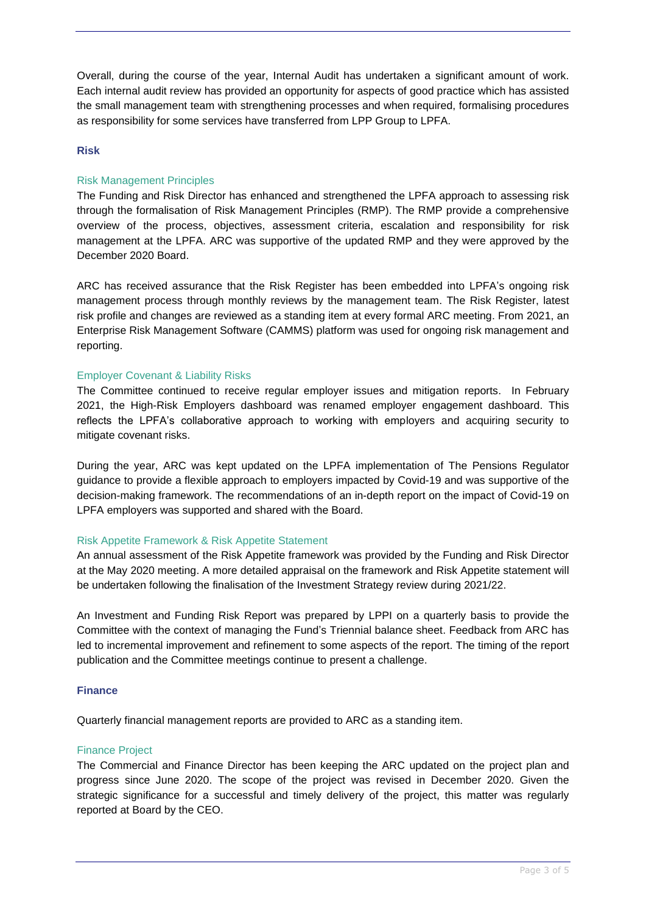Overall, during the course of the year, Internal Audit has undertaken a significant amount of work. Each internal audit review has provided an opportunity for aspects of good practice which has assisted the small management team with strengthening processes and when required, formalising procedures as responsibility for some services have transferred from LPP Group to LPFA.

## Risk

### Risk Management Principles

The Funding and Risk Director has enhanced and strengthened the LPFA approach to assessing risk through the formalisation of Risk Management Principles (RMP). The RMP provide a comprehensive overview of the process, objectives, assessment criteria, escalation and responsibility for risk management at the LPFA. ARC was supportive of the updated RMP and they were approved by the December 2020 Board.

ARC has received assurance that the Risk Register has been embedded into LPFA's ongoing risk management process through monthly reviews by the management team. The Risk Register, latest risk profile and changes are reviewed as a standing item at every formal ARC meeting. From 2021, an Enterprise Risk Management Software (CAMMS) platform was used for ongoing risk management and reporting.

### Employer Covenant & Liability Risks

The Committee continued to receive regular employer issues and mitigation reports. In February 2021, the High-Risk Employers dashboard was renamed employer engagement dashboard. This reflects the LPFA's collaborative approach to working with employers and acquiring security to mitigate covenant risks.

During the year, ARC was kept updated on the LPFA implementation of The Pensions Regulator guidance to provide a flexible approach to employers impacted by Covid-19 and was supportive of the decision-making framework. The recommendations of an in-depth report on the impact of Covid-19 on LPFA employers was supported and shared with the Board.

### Risk Appetite Framework & Risk Appetite Statement

An annual assessment of the Risk Appetite framework was provided by the Funding and Risk Director at the May 2020 meeting. A more detailed appraisal on the framework and Risk Appetite statement will be undertaken following the finalisation of the Investment Strategy review during 2021/22.

An Investment and Funding Risk Report was prepared by LPPI on a quarterly basis to provide the Committee with the context of managing the Fund's Triennial balance sheet. Feedback from ARC has led to incremental improvement and refinement to some aspects of the report. The timing of the report publication and the Committee meetings continue to present a challenge.

## Finance

Quarterly financial management reports are provided to ARC as a standing item.

### Finance Project

The Commercial and Finance Director has been keeping the ARC updated on the project plan and progress since June 2020. The scope of the project was revised in December 2020. Given the strategic significance for a successful and timely delivery of the project, this matter was regularly reported at Board by the CEO.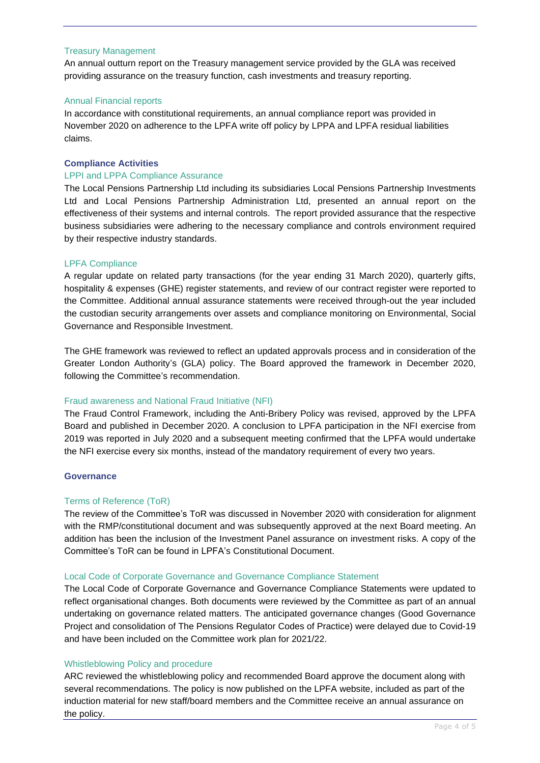### Treasury Management

An annual outturn report on the Treasury management service provided by the GLA was received providing assurance on the treasury function, cash investments and treasury reporting.

### Annual Financial reports

In accordance with constitutional requirements, an annual compliance report was provided in November 2020 on adherence to the LPFA write off policy by LPPA and LPFA residual liabilities claims.

## Compliance Activities

### LPPI and LPPA Compliance Assurance

The Local Pensions Partnership Ltd including its subsidiaries Local Pensions Partnership Investments Ltd and Local Pensions Partnership Administration Ltd, presented an annual report on the effectiveness of their systems and internal controls. The report provided assurance that the respective business subsidiaries were adhering to the necessary compliance and controls environment required by their respective industry standards.

### LPFA Compliance

A regular update on related party transactions (for the year ending 31 March 2020), quarterly gifts, hospitality & expenses (GHE) register statements, and review of our contract register were reported to the Committee. Additional annual assurance statements were received through-out the year included the custodian security arrangements over assets and compliance monitoring on Environmental, Social Governance and Responsible Investment.

The GHE framework was reviewed to reflect an updated approvals process and in consideration of the Greater London Authority's (GLA) policy. The Board approved the framework in December 2020, following the Committee's recommendation.

### Fraud awareness and National Fraud Initiative (NFI)

The Fraud Control Framework, including the Anti-Bribery Policy was revised, approved by the LPFA Board and published in December 2020. A conclusion to LPFA participation in the NFI exercise from 2019 was reported in July 2020 and a subsequent meeting confirmed that the LPFA would undertake the NFI exercise every six months, instead of the mandatory requirement of every two years.

## Governance

### Terms of Reference (ToR)

The review of the Committee's ToR was discussed in November 2020 with consideration for alignment with the RMP/constitutional document and was subsequently approved at the next Board meeting. An addition has been the inclusion of the Investment Panel assurance on investment risks. A copy of the Committee's ToR can be found in LPFA's Constitutional Document.

### Local Code of Corporate Governance and Governance Compliance Statement

The Local Code of Corporate Governance and Governance Compliance Statements were updated to reflect organisational changes. Both documents were reviewed by the Committee as part of an annual undertaking on governance related matters. The anticipated governance changes (Good Governance Project and consolidation of The Pensions Regulator Codes of Practice) were delayed due to Covid-19 and have been included on the Committee work plan for 2021/22.

### Whistleblowing Policy and procedure

ARC reviewed the whistleblowing policy and recommended Board approve the document along with several recommendations. The policy is now published on the LPFA website, included as part of the induction material for new staff/board members and the Committee receive an annual assurance on the policy.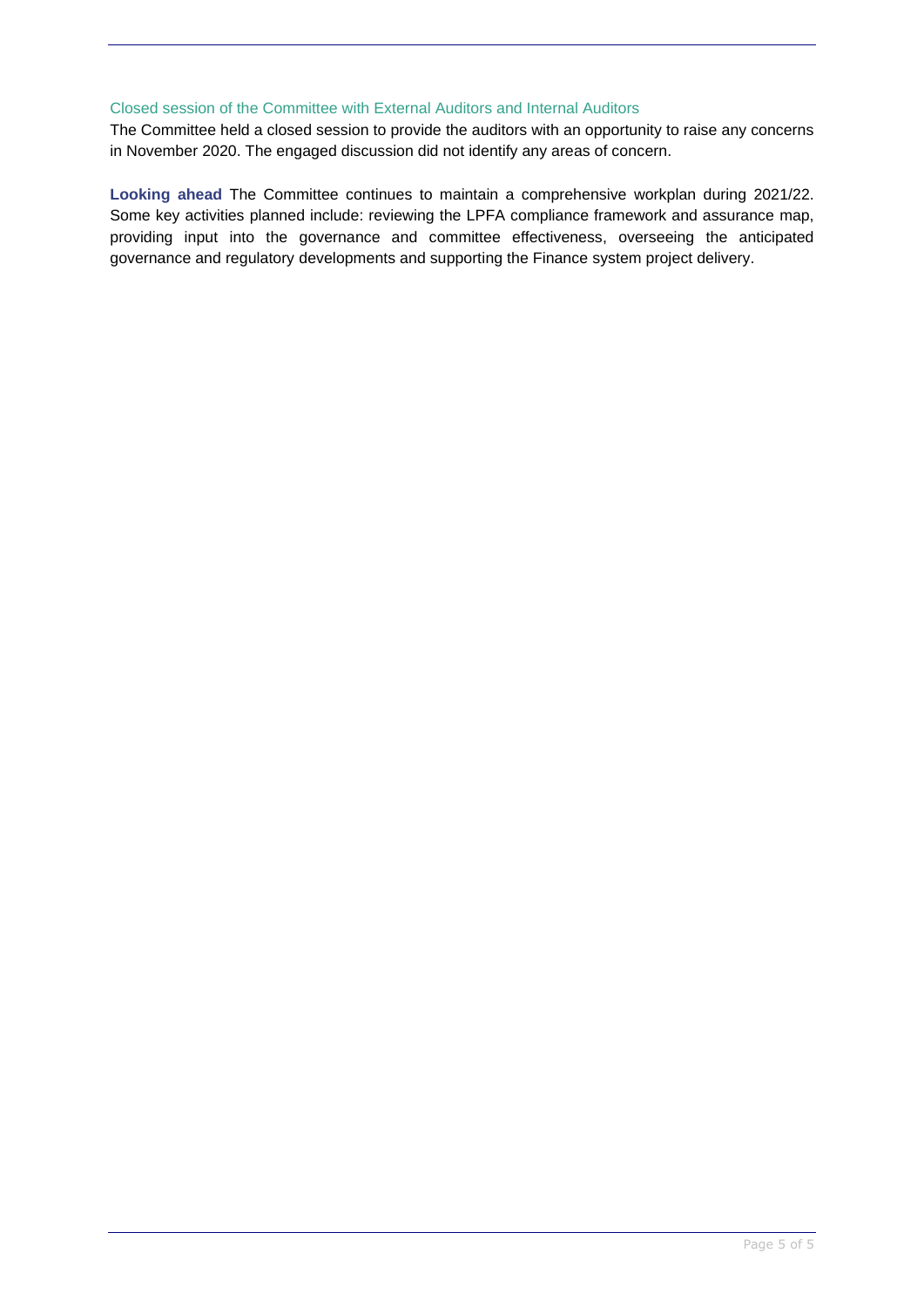### Closed session of the Committee with External Auditors and Internal Auditors

The Committee held a closed session to provide the auditors with an opportunity to raise any concerns in November 2020. The engaged discussion did not identify any areas of concern.

**Looking ahead** The Committee continues to maintain a comprehensive workplan during 2021/22. Some key activities planned include: reviewing the LPFA compliance framework and assurance map, providing input into the governance and committee effectiveness, overseeing the anticipated governance and regulatory developments and supporting the Finance system project delivery.